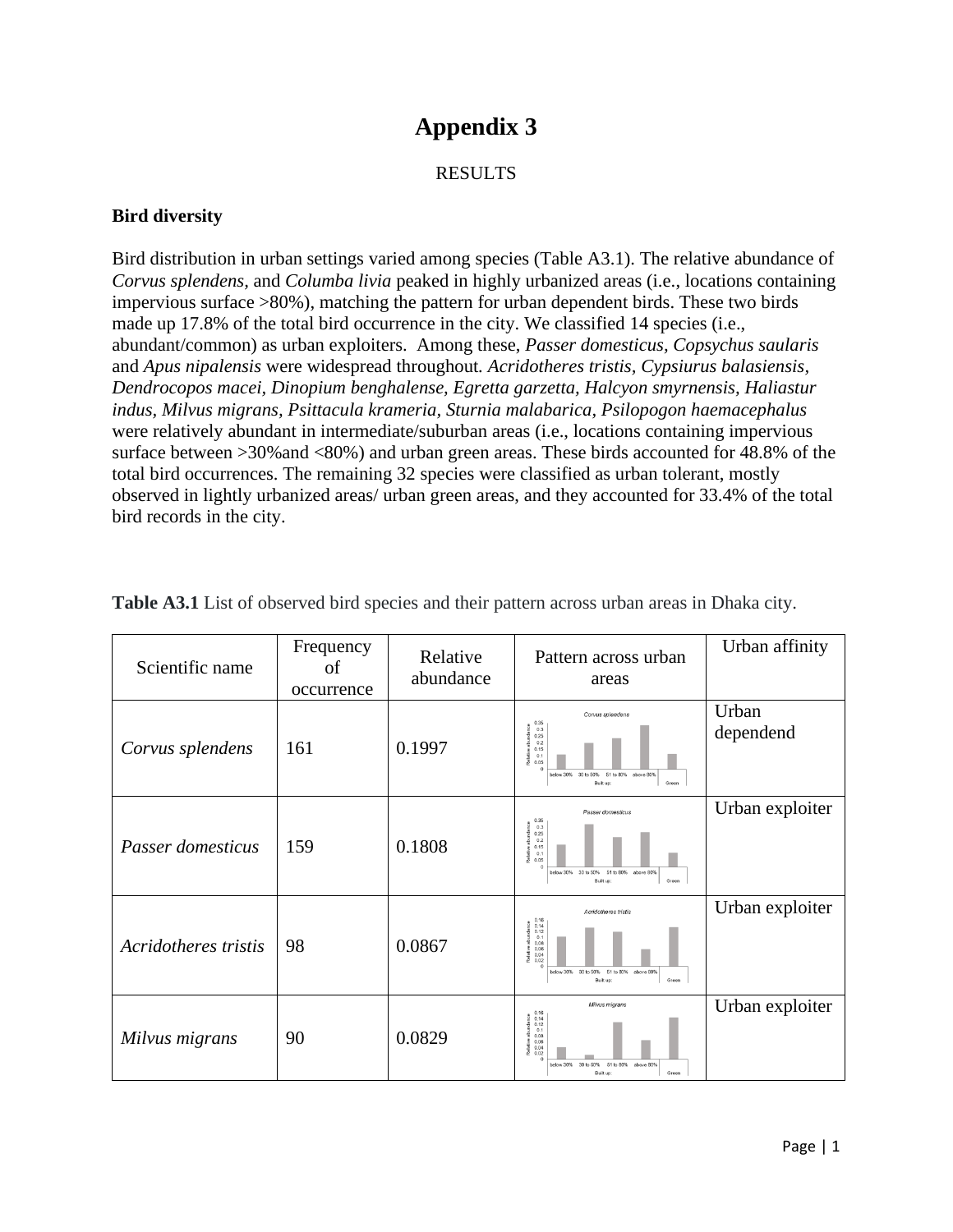# Appendix 3

RESULTS

**Bird diversity**

Bird distribution in urban settings varied among species (Table A3.1). The relative abundance of *Corvus splendens*, and *Columba livia* peaked in highly urbanized areas (i.e., locations containing impervious surface >80%), matching the pattern for urban dependent birds. These two birds made up 17.8% of the total bird occurrence in the city. We classified 14 species (i.e., abundant/common) as urban exploiters. Among these, *Passer domesticus*, *Copsychus saularis* and *Apus nipalensis* were widespread throughout. *Acridotheres tristis*, *Cypsiurus balasiensis*, *Dendrocopos macei*, *Dinopium benghalense*, *Egretta garzetta*, *Halcyon smyrnensis*, *Haliastur indus*, *Milvus migrans*, *Psittacula krameria*, *Sturnia malabarica*, *Psilopogon haemacephalus* were relatively abundant in intermediate/suburban areas (i.e., locations containing impervious surface between >30%and <80%) and urban green areas. These birds accounted for 48.8% of the total bird occurrences. The remaining 32 species were classified as urban tolerant, mostly observed in lightly urbanized areas/ urban green areas, and they accounted for 33.4% of the total bird records in the city.

**Table A3.1** List of observed bird species and their pattern across urban areas in Dhaka city.

| Scientific name | Frequency of occurrence | Relative abundance | Pattern across urban areas | Urban affinity |
|---|---|---|---|---|
| *Corvus splendens* | 161 | 0.1997 | Corvus splendens; Relative abundance; 0.35 0.3 0.25 0.2 0.15 0.1 0.05 0; below 30% 30 to 50% 51 to 80% above 80% Green; Built up: | Urban dependend |
| *Passer domesticus* | 159 | 0.1808 | Passer domesticus; Relative abundance; 0.35 0.3 0.25 0.2 0.15 0.1 0.05 0; below 30% 30 to 50% 51 to 80% above 80% Green; Built up: | Urban exploiter |
| *Acridotheres tristis* | 98 | 0.0867 | Acridotheres tristis; Relative abundance; 0.16 0.14 0.12 0.1 0.08 0.06 0.04 0.02 0; below 30% 30 to 50% 51 to 80% above 80% Green; Built up: | Urban exploiter |
| *Milvus migrans* | 90 | 0.0829 | Milvus migrans; Relative abundance; 0.16 0.14 0.12 0.1 0.08 0.06 0.04 0.02 0; below 30% 30 to 50% 51 to 80% above 80% Green; Built up: | Urban exploiter |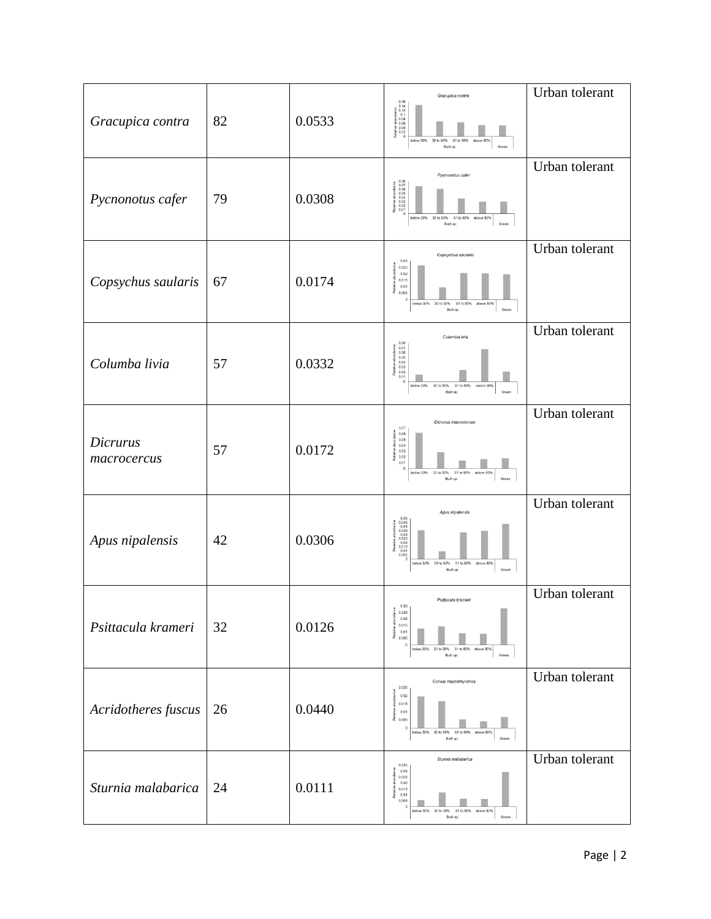| | | | | |
|---|---|---|---|---|
| *Gracupica contra* | 82 | 0.0533 | *Gracupica contra*<br>0.16 0.14 0.12 0.1 0.08 0.06 0.04 0.02 0<br>Relative abundance<br>below 30% 30 to 50% 51 to 80% above 80% Green<br>Built up: | Urban tolerant |
| *Pycnonotus cafer* | 79 | 0.0308 | *Pycnonotus cafer*<br>0.08 0.07 0.06 0.05 0.04 0.03 0.02 0.01 0<br>Relative abundance<br>below 30% 30 to 50% 51 to 80% above 80% Green<br>Built up: | Urban tolerant |
| *Copsychus saularis* | 67 | 0.0174 | *Copsychus saularis*<br>0.03 0.025 0.02 0.015 0.01 0.005 0<br>Relative abundance<br>below 30% 30 to 50% 51 to 80% above 80% Green<br>Built up: | Urban tolerant |
| *Columba livia* | 57 | 0.0332 | *Columba livia*<br>0.08 0.07 0.06 0.05 0.04 0.03 0.02 0.01 0<br>Relative abundance<br>below 30% 30 to 50% 51 to 80% above 80% Green<br>Built up: | Urban tolerant |
| *Dicrurus macrocercus* | 57 | 0.0172 | *Dicrurus macrocercus*<br>0.07 0.06 0.05 0.04 0.03 0.02 0.01 0<br>Relative abundance<br>below 30% 30 to 50% 51 to 80% above 80% Green<br>Built up: | Urban tolerant |
| *Apus nipalensis* | 42 | 0.0306 | *Apus nipalensis*<br>0.05 0.045 0.04 0.035 0.03 0.025 0.02 0.015 0.01 0.005 0<br>Relative abundance<br>below 30% 30 to 50% 51 to 80% above 80% Green<br>Built up: | Urban tolerant |
| *Psittacula krameri* | 32 | 0.0126 | *Psittacula krameri*<br>0.03 0.025 0.02 0.015 0.01 0.005 0<br>Relative abundance<br>below 30% 30 to 50% 51 to 80% above 80% Green<br>Built up: | Urban tolerant |
| *Acridotheres fuscus* | 26 | 0.0440 | Corvus macrorhynchos<br>0.025 0.02 0.015 0.01 0.005 0<br>Relative abundance<br>below 30% 30 to 50% 51 to 80% above 80% Green<br>Built up: | Urban tolerant |
| *Sturnia malabarica* | 24 | 0.0111 | *Sturnia malabarica*<br>0.035 0.03 0.025 0.02 0.015 0.01 0.005 0<br>Relative abundance<br>below 30% 30 to 50% 51 to 80% above 80% Green<br>Built up: | Urban tolerant |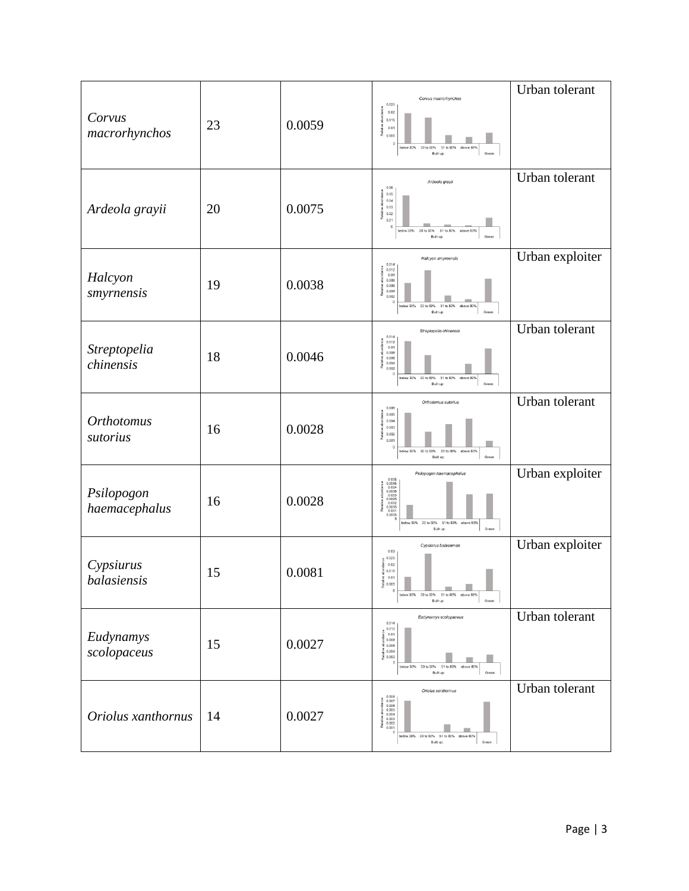| | | | | |
|---|---|---|---|---|
| *Corvus macrorhynchos* | 23 | 0.0059 | *Corvus macrorhynchos* Relative abundance; below 30%, 30 to 50%, 51 to 80%, above 80%, Built up, Green | Urban tolerant |
| *Ardeola grayii* | 20 | 0.0075 | *Ardeola grayii* Relative abundance; below 30%, 30 to 50%, 51 to 80%, above 80%, Built up, Green | Urban tolerant |
| *Halcyon smyrnensis* | 19 | 0.0038 | *Halcyon smyrnensis* Relative abundance; below 30%, 30 to 50%, 51 to 80%, above 80%, Built up, Green | Urban exploiter |
| *Streptopelia chinensis* | 18 | 0.0046 | *Streptopelia chinensis* Relative abundance; below 30%, 30 to 50%, 51 to 80%, above 80%, Built up, Green | Urban tolerant |
| *Orthotomus sutorius* | 16 | 0.0028 | *Orthotomus sutorius* Relative abundance; below 30%, 30 to 50%, 51 to 80%, above 80%, Built up, Green | Urban tolerant |
| *Psilopogon haemacephalus* | 16 | 0.0028 | *Psilopogon haemacephalus* Relative abundance; below 30%, 30 to 50%, 51 to 80%, above 80%, Built up, Green | Urban exploiter |
| *Cypsiurus balasiensis* | 15 | 0.0081 | *Cypsiurus balasiensis* Relative abundance; below 30%, 30 to 50%, 51 to 80%, above 80%, Built up, Green | Urban exploiter |
| *Eudynamys scolopaceus* | 15 | 0.0027 | *Eudynamys scolopaceus* Relative abundance; below 30%, 30 to 50%, 51 to 80%, above 80%, Built up, Green | Urban tolerant |
| *Oriolus xanthornus* | 14 | 0.0027 | *Oriolus xanthornus* Relative abundance; below 30%, 30 to 50%, 51 to 80%, above 80%, Built up, Green | Urban tolerant |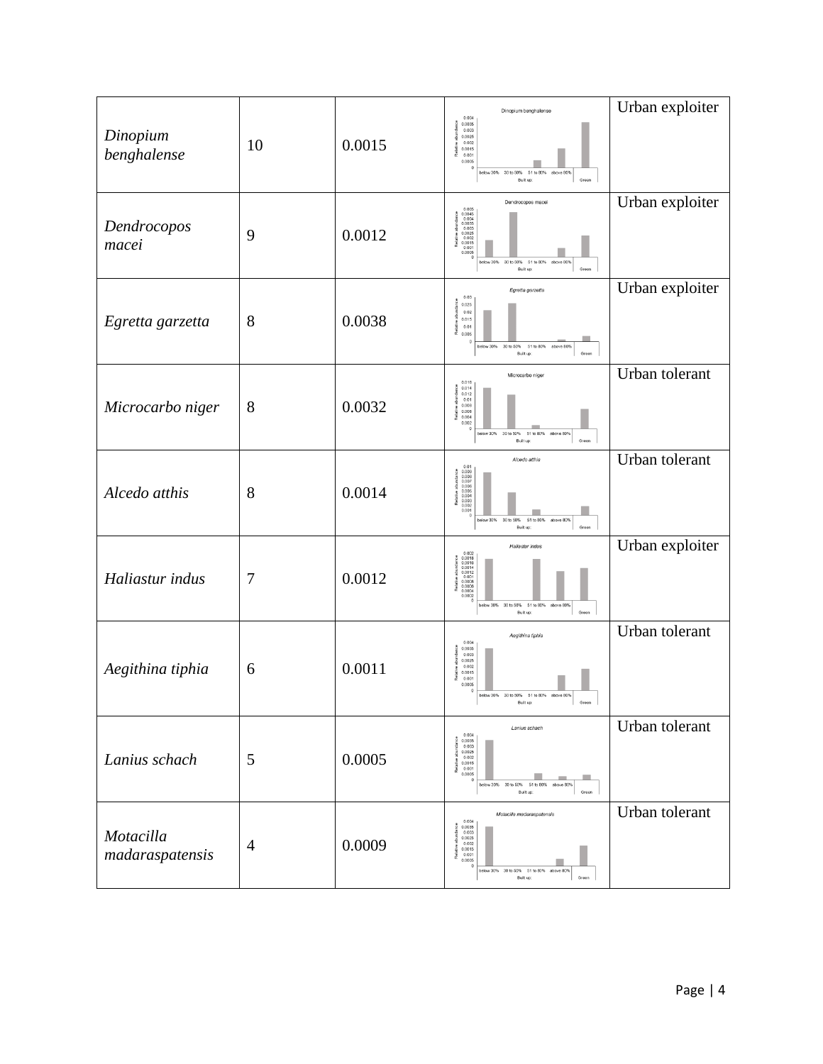| | | | | |
|---|---|---|---|---|
| *Dinopium benghalense* | 10 | 0.0015 | Dinopium benghalense<br>0.004 0.0035 0.003 0.0025 0.002 0.0015 0.001 0.0005 0<br>Relative abundance<br>below 30% 30 to 50% 51 to 80% above 80%<br>Built up: Green | Urban exploiter |
| *Dendrocopos macei* | 9 | 0.0012 | Dendrocopos macei<br>0.005 0.0045 0.004 0.0035 0.003 0.0025 0.002 0.0015 0.001 0.0005 0<br>Relative abundance<br>below 30% 30 to 50% 51 to 80% above 80%<br>Built up: Green | Urban exploiter |
| *Egretta garzetta* | 8 | 0.0038 | *Egretta garzetta*<br>0.03 0.025 0.02 0.015 0.01 0.005 0<br>Relative abundance<br>below 30% 30 to 50% 51 to 80% above 80%<br>Built up: Green | Urban exploiter |
| *Microcarbo niger* | 8 | 0.0032 | Microcarbo niger<br>0.016 0.014 0.012 0.01 0.008 0.006 0.004 0.002 0<br>Relative abundance<br>below 30% 30 to 50% 51 to 80% above 80%<br>Built up: Green | Urban tolerant |
| *Alcedo atthis* | 8 | 0.0014 | *Alcedo atthis*<br>0.01 0.009 0.008 0.007 0.006 0.005 0.004 0.003 0.002 0.001 0<br>Relative abundance<br>below 30% 30 to 50% 51 to 80% above 80%<br>Built up: Green | Urban tolerant |
| *Haliastur indus* | 7 | 0.0012 | *Haliastur indus*<br>0.002 0.0018 0.0016 0.0014 0.0012 0.001 0.0008 0.0006 0.0004 0.0002 0<br>Relative abundance<br>below 30% 30 to 50% 51 to 80% above 80%<br>Built up: Green | Urban exploiter |
| *Aegithina tiphia* | 6 | 0.0011 | *Aegithina tiphia*<br>0.004 0.0035 0.003 0.0025 0.002 0.0015 0.001 0.0005 0<br>Relative abundance<br>below 30% 30 to 50% 51 to 80% above 80%<br>Built up: Green | Urban tolerant |
| *Lanius schach* | 5 | 0.0005 | *Lanius schach*<br>0.004 0.0035 0.003 0.0025 0.002 0.0015 0.001 0.0005 0<br>Relative abundance<br>below 30% 30 to 50% 51 to 80% above 80%<br>Built up: Green | Urban tolerant |
| *Motacilla madaraspatensis* | 4 | 0.0009 | *Motacilla madaraspatensis*<br>0.004 0.0035 0.003 0.0025 0.002 0.0015 0.001 0.0005 0<br>Relative abundance<br>below 30% 30 to 50% 51 to 80% above 80%<br>Built up: Green | Urban tolerant |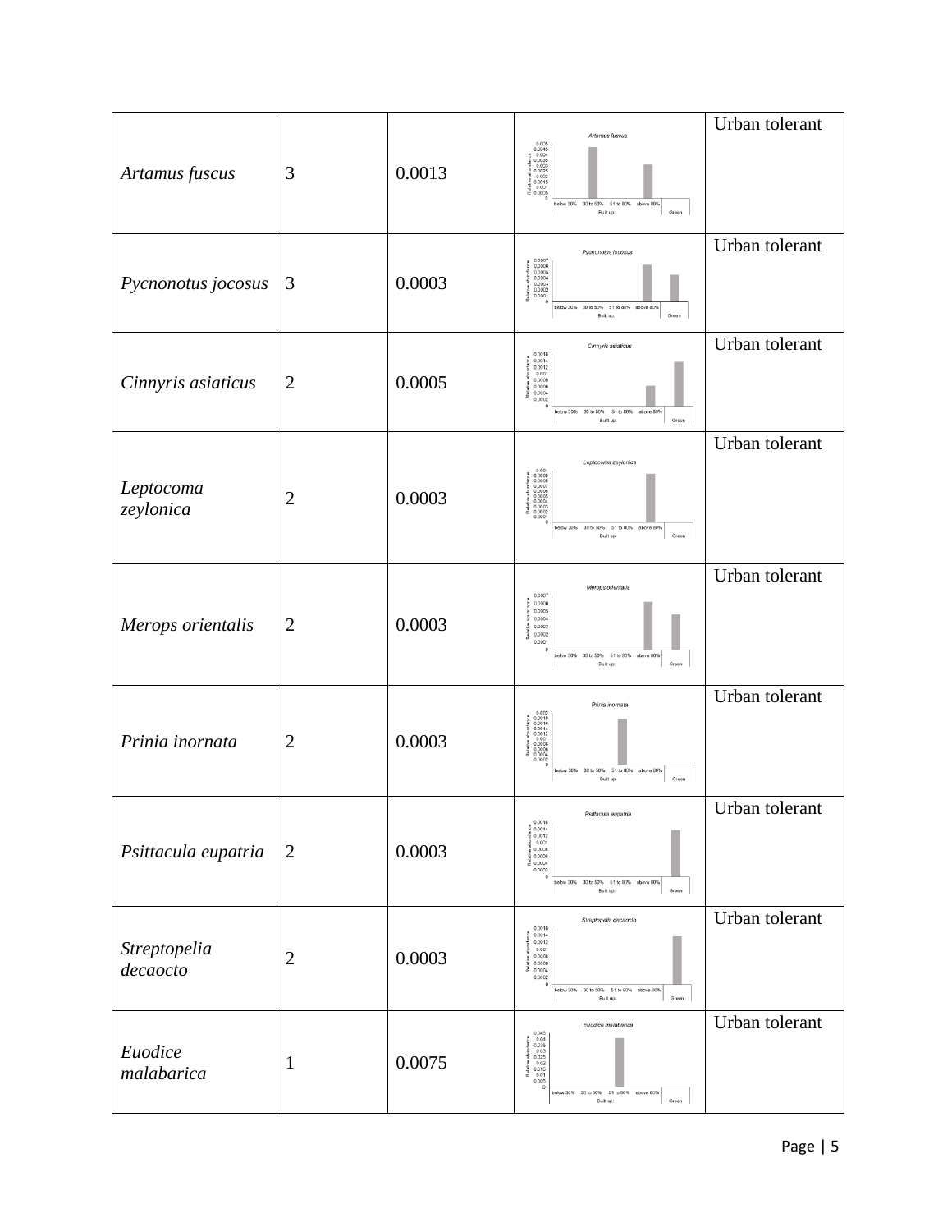| | | | | |
|---|---|---|---|---|
| *Artamus fuscus* | 3 | 0.0013 | *Artamus fuscus*<br>Relative abundance<br>0.005 0.0045 0.004 0.0035 0.003 0.0025 0.002 0.0015 0.001 0.0005 0<br>below 30% 30 to 50% 51 to 80% above 80% Green<br>Built up: | Urban tolerant |
| *Pycnonotus jocosus* | 3 | 0.0003 | *Pycnonotus jocosus*<br>Relative abundance<br>0.0007 0.0006 0.0005 0.0004 0.0003 0.0002 0.0001 0<br>below 30% 30 to 50% 51 to 80% above 80% Green<br>Built up: | Urban tolerant |
| *Cinnyris asiaticus* | 2 | 0.0005 | *Cinnyris asiaticus*<br>Relative abundance<br>0.0016 0.0014 0.0012 0.001 0.0008 0.0006 0.0004 0.0002 0<br>below 30% 30 to 50% 51 to 80% above 80% Green<br>Built up: | Urban tolerant |
| *Leptocoma zeylonica* | 2 | 0.0003 | *Leptocoma zeylonica*<br>Relative abundance<br>0.001 0.0009 0.0008 0.0007 0.0006 0.0005 0.0004 0.0003 0.0002 0.0001 0<br>below 30% 30 to 50% 51 to 80% above 80% Green<br>Built up: | Urban tolerant |
| *Merops orientalis* | 2 | 0.0003 | *Merops orientalis*<br>Relative abundance<br>0.0007 0.0006 0.0005 0.0004 0.0003 0.0002 0.0001 0<br>below 30% 30 to 50% 51 to 80% above 80% Green<br>Built up: | Urban tolerant |
| *Prinia inornata* | 2 | 0.0003 | *Prinia inornata*<br>Relative abundance<br>0.002 0.0018 0.0016 0.0014 0.0012 0.001 0.0008 0.0006 0.0004 0.0002 0<br>below 30% 30 to 50% 51 to 80% above 80% Green<br>Built up: | Urban tolerant |
| *Psittacula eupatria* | 2 | 0.0003 | *Psittacula eupatria*<br>Relative abundance<br>0.0016 0.0014 0.0012 0.001 0.0008 0.0006 0.0004 0.0002 0<br>below 30% 30 to 50% 51 to 80% above 80% Green<br>Built up: | Urban tolerant |
| *Streptopelia decaocto* | 2 | 0.0003 | *Streptopelia decaocto*<br>Relative abundance<br>0.0016 0.0014 0.0012 0.001 0.0008 0.0006 0.0004 0.0002 0<br>below 30% 30 to 50% 51 to 80% above 80% Green<br>Built up: | Urban tolerant |
| *Euodice malabarica* | 1 | 0.0075 | *Euodice malabarica*<br>Relative abundance<br>0.045 0.04 0.035 0.03 0.025 0.02 0.015 0.01 0.005 0<br>below 30% 30 to 50% 51 to 80% above 80% Green<br>Built up: | Urban tolerant |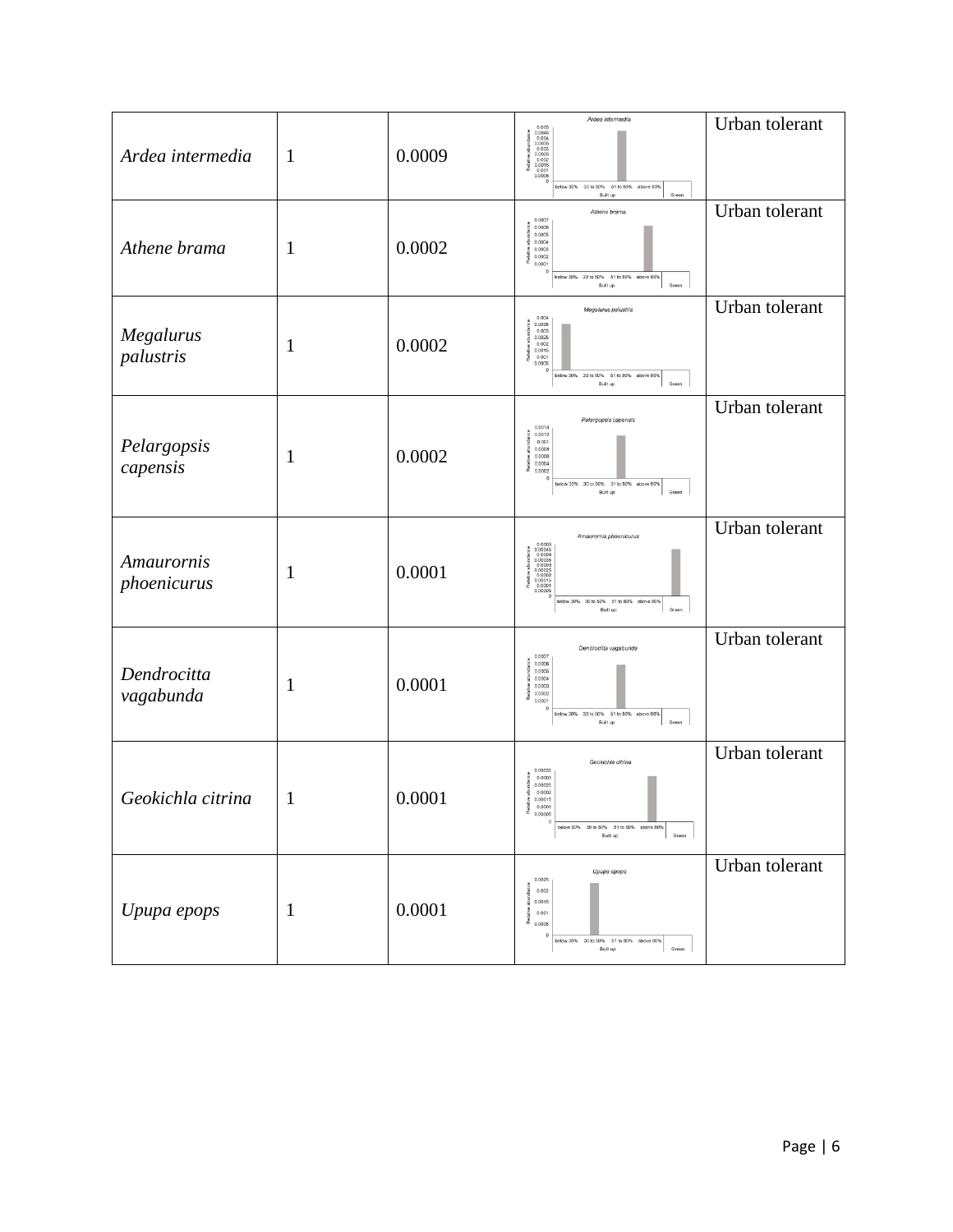| | | | | |
|---|---|---|---|---|
| *Ardea intermedia* | 1 | 0.0009 | | Urban tolerant |
| *Athene brama* | 1 | 0.0002 | | Urban tolerant |
| *Megalurus palustris* | 1 | 0.0002 | | Urban tolerant |
| *Pelargopsis capensis* | 1 | 0.0002 | | Urban tolerant |
| *Amaurornis phoenicurus* | 1 | 0.0001 | | Urban tolerant |
| *Dendrocitta vagabunda* | 1 | 0.0001 | | Urban tolerant |
| *Geokichla citrina* | 1 | 0.0001 | | Urban tolerant |
| *Upupa epops* | 1 | 0.0001 | | Urban tolerant |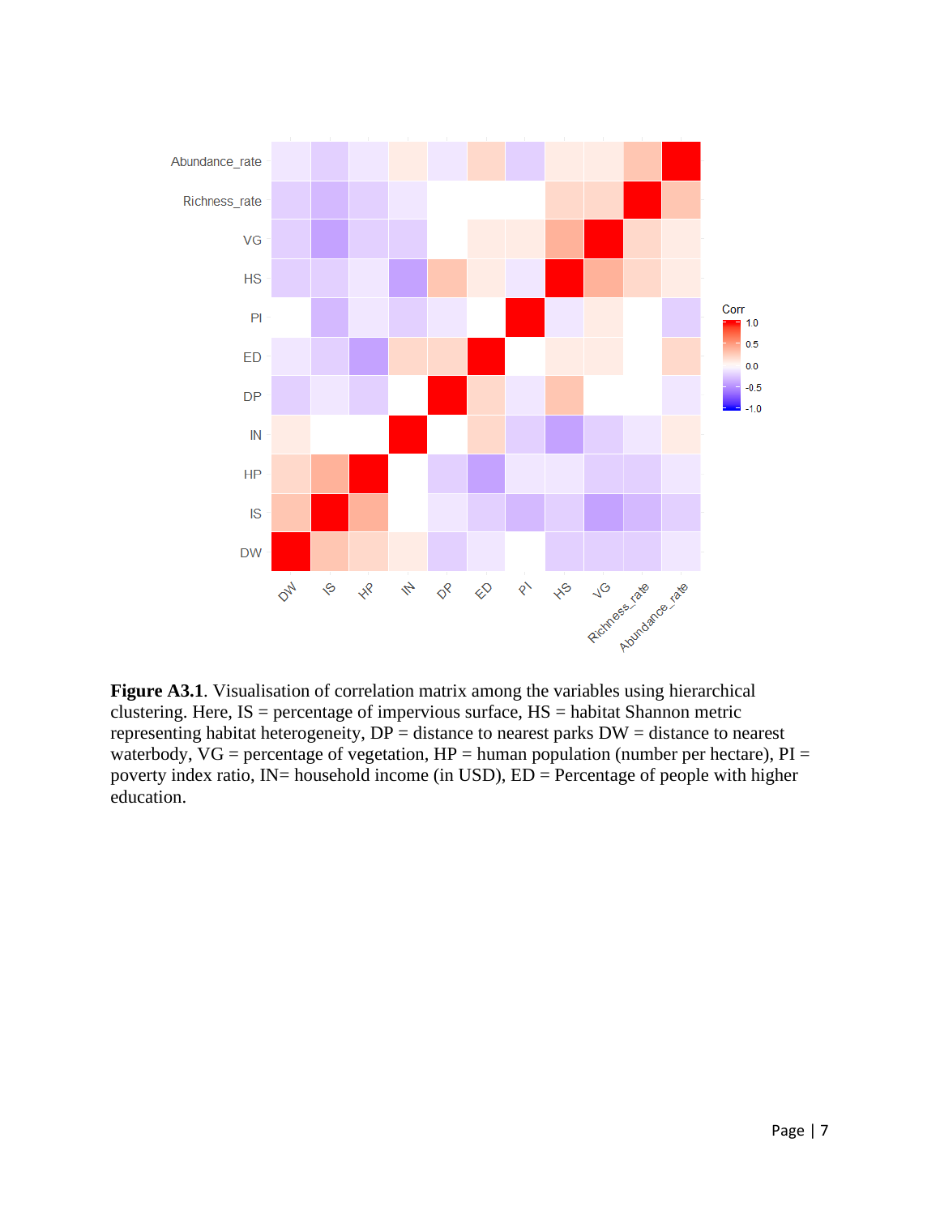Abundance_rate
Richness_rate
VG
HS
PI
ED
DP
IN
HP
IS
DW

DW
IS
HP
IN
DP
ED
PI
HS
VG
Richness_rate
Abundance_rate

Corr
1.0
0.5
0.0
-0.5
-1.0

**Figure A3.1**. Visualisation of correlation matrix among the variables using hierarchical clustering. Here, IS = percentage of impervious surface, HS = habitat Shannon metric representing habitat heterogeneity, DP = distance to nearest parks DW = distance to nearest waterbody, VG = percentage of vegetation, HP = human population (number per hectare), PI = poverty index ratio, IN= household income (in USD), ED = Percentage of people with higher education.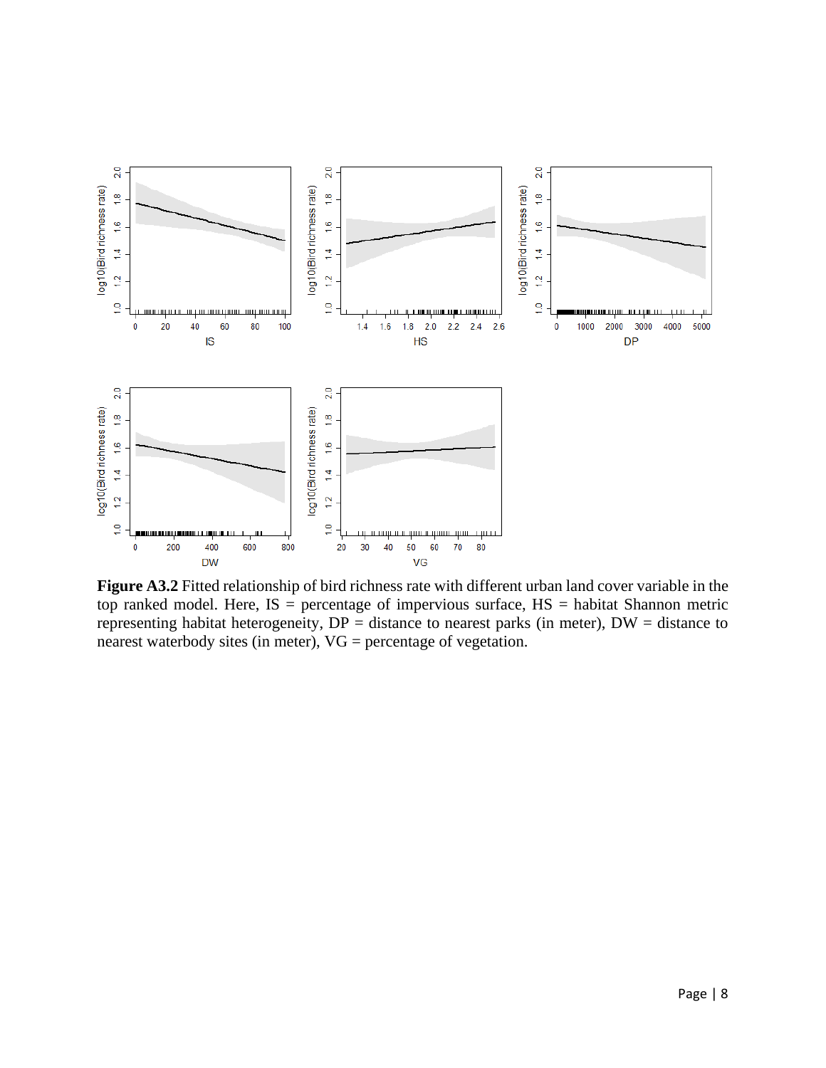log10(Bird richness rate)
2.0
1.8
1.6
1.4
1.2
1.0
0 20 40 60 80 100
IS

log10(Bird richness rate)
2.0
1.8
1.6
1.4
1.2
1.0
1.4 1.6 1.8 2.0 2.2 2.4 2.6
HS

log10(Bird richness rate)
2.0
1.8
1.6
1.4
1.2
1.0
0 1000 2000 3000 4000 5000
DP

log10(Bird richness rate)
2.0
1.8
1.6
1.4
1.2
1.0
0 200 400 600 800
DW

log10(Bird richness rate)
2.0
1.8
1.6
1.4
1.2
1.0
20 30 40 50 60 70 80
VG

**Figure A3.2** Fitted relationship of bird richness rate with different urban land cover variable in the top ranked model. Here, IS = percentage of impervious surface, HS = habitat Shannon metric representing habitat heterogeneity, DP = distance to nearest parks (in meter), DW = distance to nearest waterbody sites (in meter), VG = percentage of vegetation.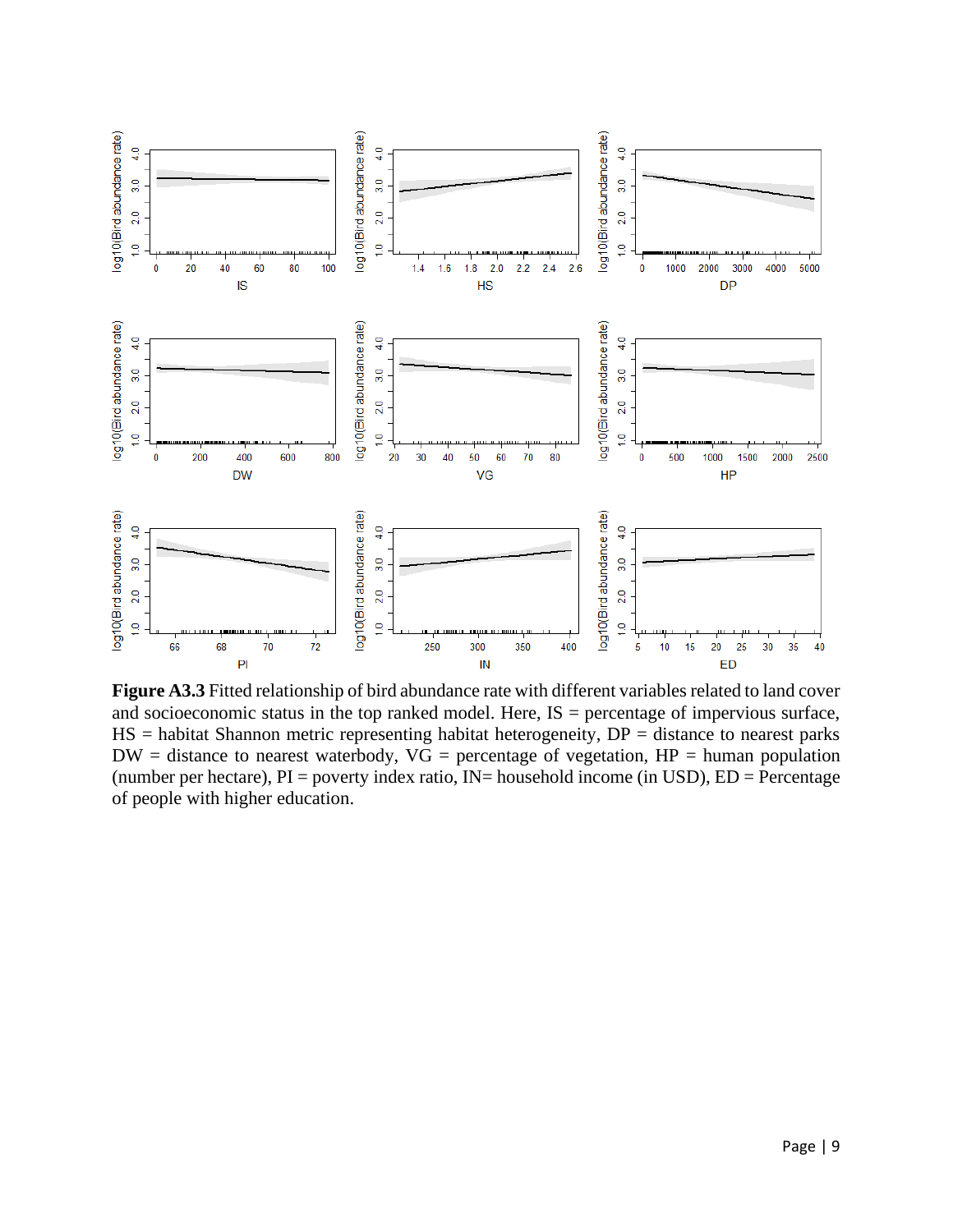log10(Bird abundance rate)

4.0
3.0
2.0
1.0

0 20 40 60 80 100

IS

log10(Bird abundance rate)

4.0
3.0
2.0
1.0

1.4 1.6 1.8 2.0 2.2 2.4 2.6

HS

log10(Bird abundance rate)

4.0
3.0
2.0
1.0

0 1000 2000 3000 4000 5000

DP

log10(Bird abundance rate)

4.0
3.0
2.0
1.0

0 200 400 600 800

DW

log10(Bird abundance rate)

4.0
3.0
2.0
1.0

20 30 40 50 60 70 80

VG

log10(Bird abundance rate)

4.0
3.0
2.0
1.0

0 500 1000 1500 2000 2500

HP

log10(Bird abundance rate)

4.0
3.0
2.0
1.0

66 68 70 72

PI

log10(Bird abundance rate)

4.0
3.0
2.0
1.0

250 300 350 400

IN

log10(Bird abundance rate)

4.0
3.0
2.0
1.0

5 10 15 20 25 30 35 40

ED

**Figure A3.3** Fitted relationship of bird abundance rate with different variables related to land cover and socioeconomic status in the top ranked model. Here, IS = percentage of impervious surface, HS = habitat Shannon metric representing habitat heterogeneity, DP = distance to nearest parks DW = distance to nearest waterbody, VG = percentage of vegetation, HP = human population (number per hectare), PI = poverty index ratio, IN= household income (in USD), ED = Percentage of people with higher education.